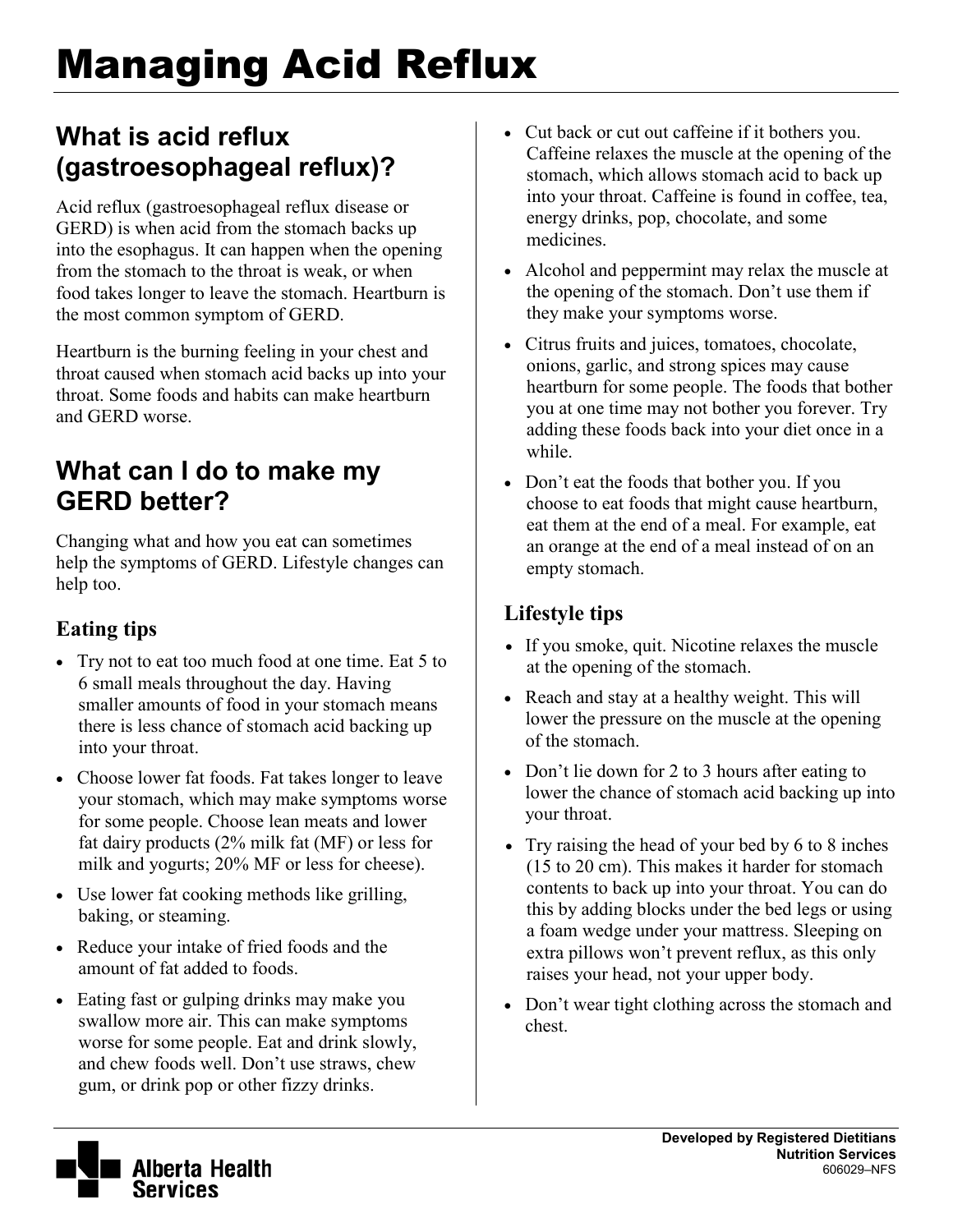# Managing Acid Reflux

## What is acid reflux (gastroesophageal reflux)?

Acid reflux (gastroesophageal reflux disease or GERD) is when acid from the stomach backs up into the esophagus. It can happen when the opening from the stomach to the throat is weak, or when food takes longer to leave the stomach. Heartburn is the most common symptom of GERD.

Heartburn is the burning feeling in your chest and throat caused when stomach acid backs up into your throat. Some foods and habits can make heartburn and GERD worse.

## What can I do to make my GERD better?

Changing what and how you eat can sometimes help the symptoms of GERD. Lifestyle changes can help too.

### Eating tips

- Try not to eat too much food at one time. Eat 5 to 6 small meals throughout the day. Having smaller amounts of food in your stomach means there is less chance of stomach acid backing up into your throat.
- Choose lower fat foods. Fat takes longer to leave your stomach, which may make symptoms worse for some people. Choose lean meats and lower fat dairy products (2% milk fat (MF) or less for milk and yogurts; 20% MF or less for cheese).
- Use lower fat cooking methods like grilling, baking, or steaming.
- Reduce your intake of fried foods and the amount of fat added to foods.
- Eating fast or gulping drinks may make you swallow more air. This can make symptoms worse for some people. Eat and drink slowly, and chew foods well. Don't use straws, chew gum, or drink pop or other fizzy drinks.
- Cut back or cut out caffeine if it bothers you. Caffeine relaxes the muscle at the opening of the stomach, which allows stomach acid to back up into your throat. Caffeine is found in coffee, tea, energy drinks, pop, chocolate, and some medicines.
- Alcohol and peppermint may relax the muscle at the opening of the stomach. Don't use them if they make your symptoms worse.
- Citrus fruits and juices, tomatoes, chocolate, onions, garlic, and strong spices may cause heartburn for some people. The foods that bother you at one time may not bother you forever. Try adding these foods back into your diet once in a while.
- Don't eat the foods that bother you. If you choose to eat foods that might cause heartburn, eat them at the end of a meal. For example, eat an orange at the end of a meal instead of on an empty stomach.

### Lifestyle tips

- If you smoke, quit. Nicotine relaxes the muscle at the opening of the stomach.
- Reach and stay at a healthy weight. This will lower the pressure on the muscle at the opening of the stomach.
- Don't lie down for 2 to 3 hours after eating to lower the chance of stomach acid backing up into your throat.
- Try raising the head of your bed by 6 to 8 inches (15 to 20 cm). This makes it harder for stomach contents to back up into your throat. You can do this by adding blocks under the bed legs or using a foam wedge under your mattress. Sleeping on extra pillows won't prevent reflux, as this only raises your head, not your upper body.
- Don't wear tight clothing across the stomach and chest.

Alberta Health Services

**Developed by Registered Dietitians**
**Nutrition Services**
606029–NFS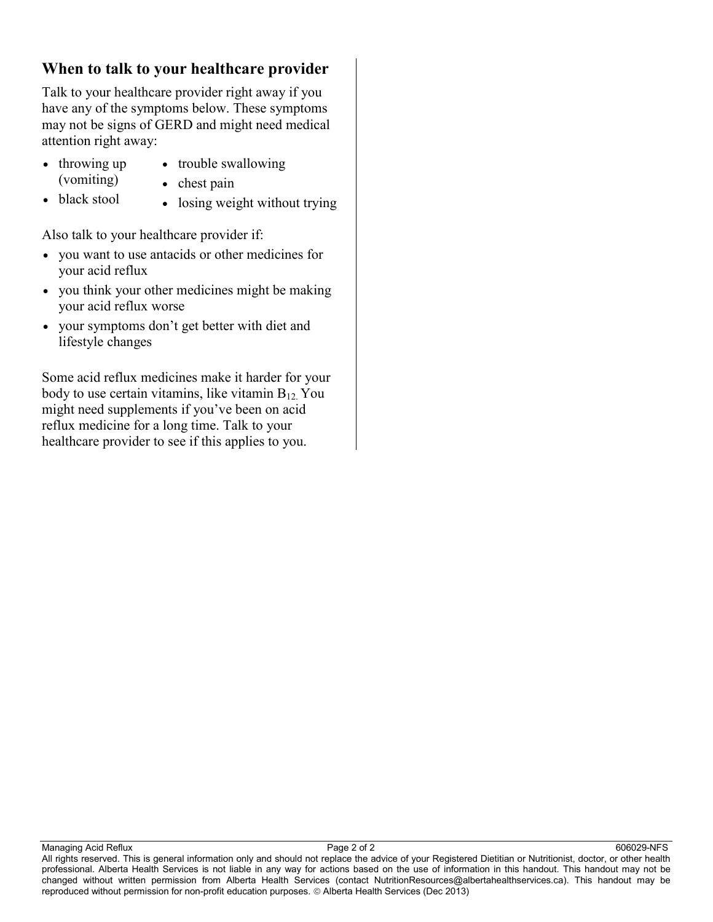## When to talk to your healthcare provider

Talk to your healthcare provider right away if you have any of the symptoms below. These symptoms may not be signs of GERD and might need medical attention right away:

- throwing up (vomiting)
- black stool
- trouble swallowing
- chest pain
- losing weight without trying

Also talk to your healthcare provider if:

- you want to use antacids or other medicines for your acid reflux
- you think your other medicines might be making your acid reflux worse
- your symptoms don't get better with diet and lifestyle changes

Some acid reflux medicines make it harder for your body to use certain vitamins, like vitamin $B_{12}$. You might need supplements if you've been on acid reflux medicine for a long time. Talk to your healthcare provider to see if this applies to you.

All rights reserved. This is general information only and should not replace the advice of your Registered Dietitian or Nutritionist, doctor, or other health professional. Alberta Health Services is not liable in any way for actions based on the use of information in this handout. This handout may not be changed without written permission from Alberta Health Services (contact NutritionResources@albertahealthservices.ca). This handout may be reproduced without permission for non-profit education purposes. © Alberta Health Services (Dec 2013)